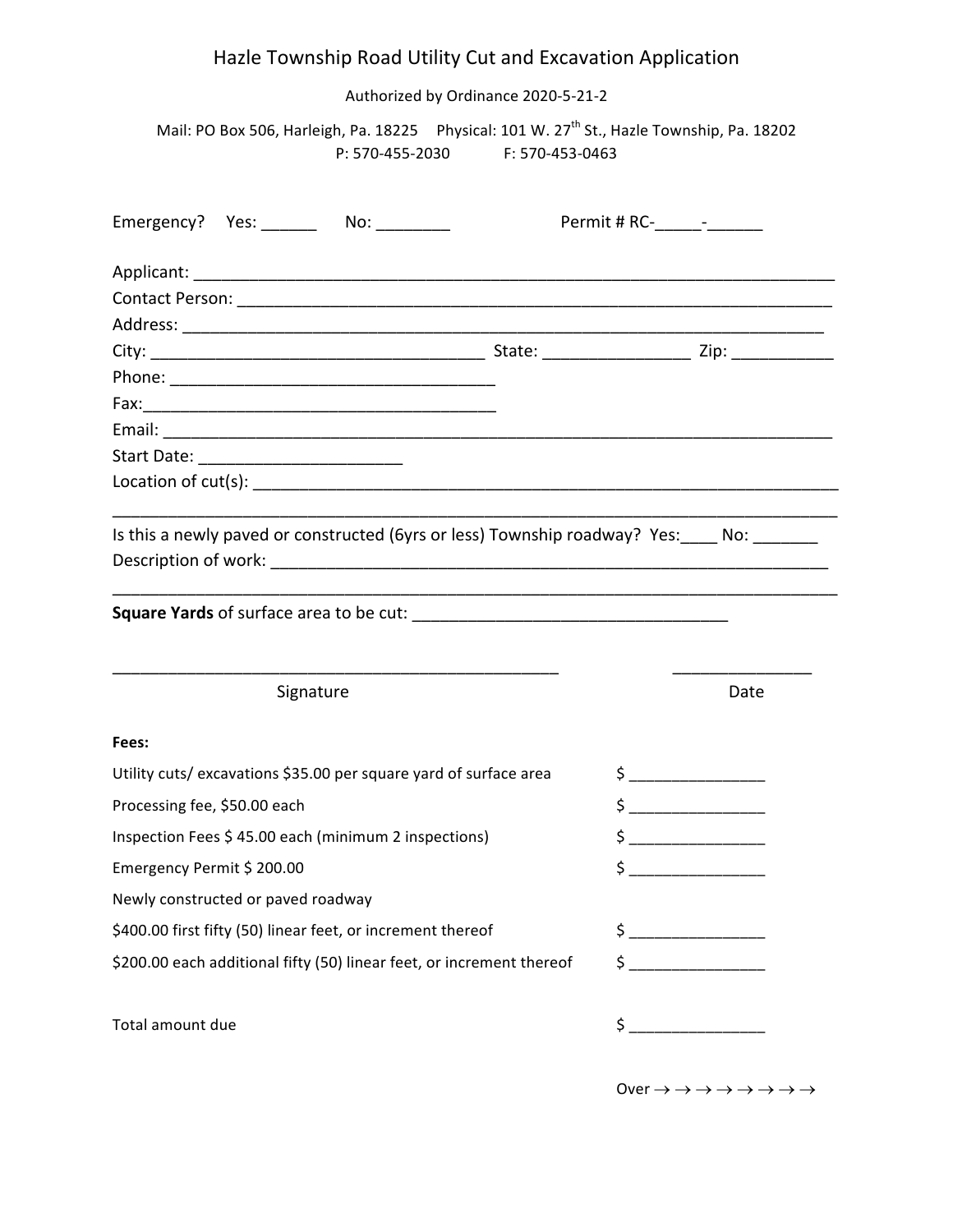# Hazle Township Road Utility Cut and Excavation Application

Authorized by Ordinance 2020-5-21-2

Mail: PO Box 506, Harleigh, Pa. 18225 Physical: 101 W. 27th St., Hazle Township, Pa. 18202
P: 570-455-2030 F: 570-453-0463

Emergency? Yes: ______ No: ________ Permit # RC-_____-______

Applicant: ______________________________________________________________________

Contact Person: __________________________________________________________________

Address: ________________________________________________________________________

City: ____________________________________ State: ________________ Zip: ___________

Phone: ___________________________________

Fax:_____________________________________

Email: ___________________________________________________________________________

Start Date: ______________________

Location of cut(s): _______________________________________________________________

__________________________________________________________________________________

Is this a newly paved or constructed (6yrs or less) Township roadway? Yes:____ No: _______

Description of work: ______________________________________________________________

__________________________________________________________________________________

**Square Yards** of surface area to be cut: __________________________________

_________________________________________________ _______________

Signature Date

**Fees:**

| | |
|---|---|
| Utility cuts/ excavations $35.00 per square yard of surface area | $ _______________ |
| Processing fee, $50.00 each | $ _______________ |
| Inspection Fees $ 45.00 each (minimum 2 inspections) | $ _______________ |
| Emergency Permit $ 200.00 | $ _______________ |
| Newly constructed or paved roadway | |
| $400.00 first fifty (50) linear feet, or increment thereof | $ _______________ |
| $200.00 each additional fifty (50) linear feet, or increment thereof | $ _______________ |
| | |
| Total amount due | $ _______________ |

Over → → → → → → → →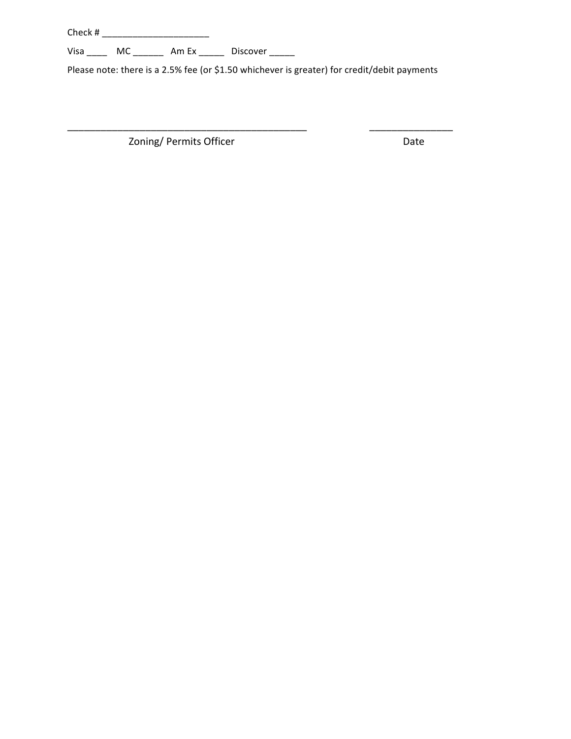Check # ______________________

Visa ____ MC ______ Am Ex _____ Discover _____

Please note: there is a 2.5% fee (or $1.50 whichever is greater) for credit/debit payments

_______________________________________________ ________________

Zoning/ Permits Officer Date